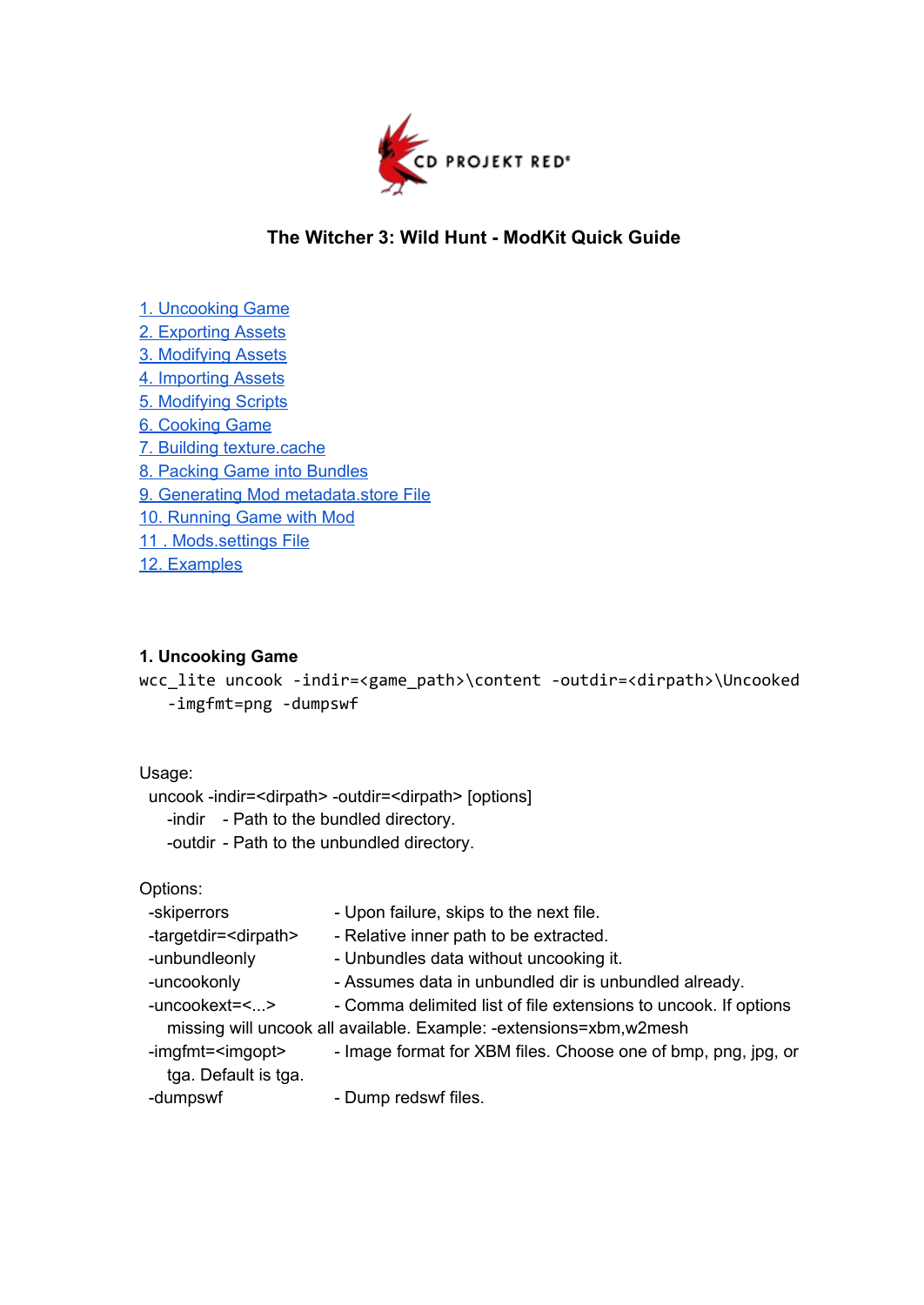# The Witcher 3: Wild Hunt - ModKit Quick Guide

1. Uncooking Game
2. Exporting Assets
3. Modifying Assets
4. Importing Assets
5. Modifying Scripts
6. Cooking Game
7. Building texture.cache
8. Packing Game into Bundles
9. Generating Mod metadata.store File
10. Running Game with Mod
11 . Mods.settings File
12. Examples

## 1. Uncooking Game

```
wcc_lite uncook -indir=<game_path>\content -outdir=<dirpath>\Uncooked
    -imgfmt=png -dumpswf
```

Usage:

uncook -indir=<dirpath> -outdir=<dirpath> [options]

- -indir - Path to the bundled directory.
- -outdir - Path to the unbundled directory.

Options:

| | |
|---|---|
| -skiperrors | - Upon failure, skips to the next file. |
| -targetdir=<dirpath> | - Relative inner path to be extracted. |
| -unbundleonly | - Unbundles data without uncooking it. |
| -uncookonly | - Assumes data in unbundled dir is unbundled already. |
| -uncookext=<...> | - Comma delimited list of file extensions to uncook. If options missing will uncook all available. Example: -extensions=xbm,w2mesh |
| -imgfmt=<imgopt> | - Image format for XBM files. Choose one of bmp, png, jpg, or tga. Default is tga. |
| -dumpswf | - Dump redswf files. |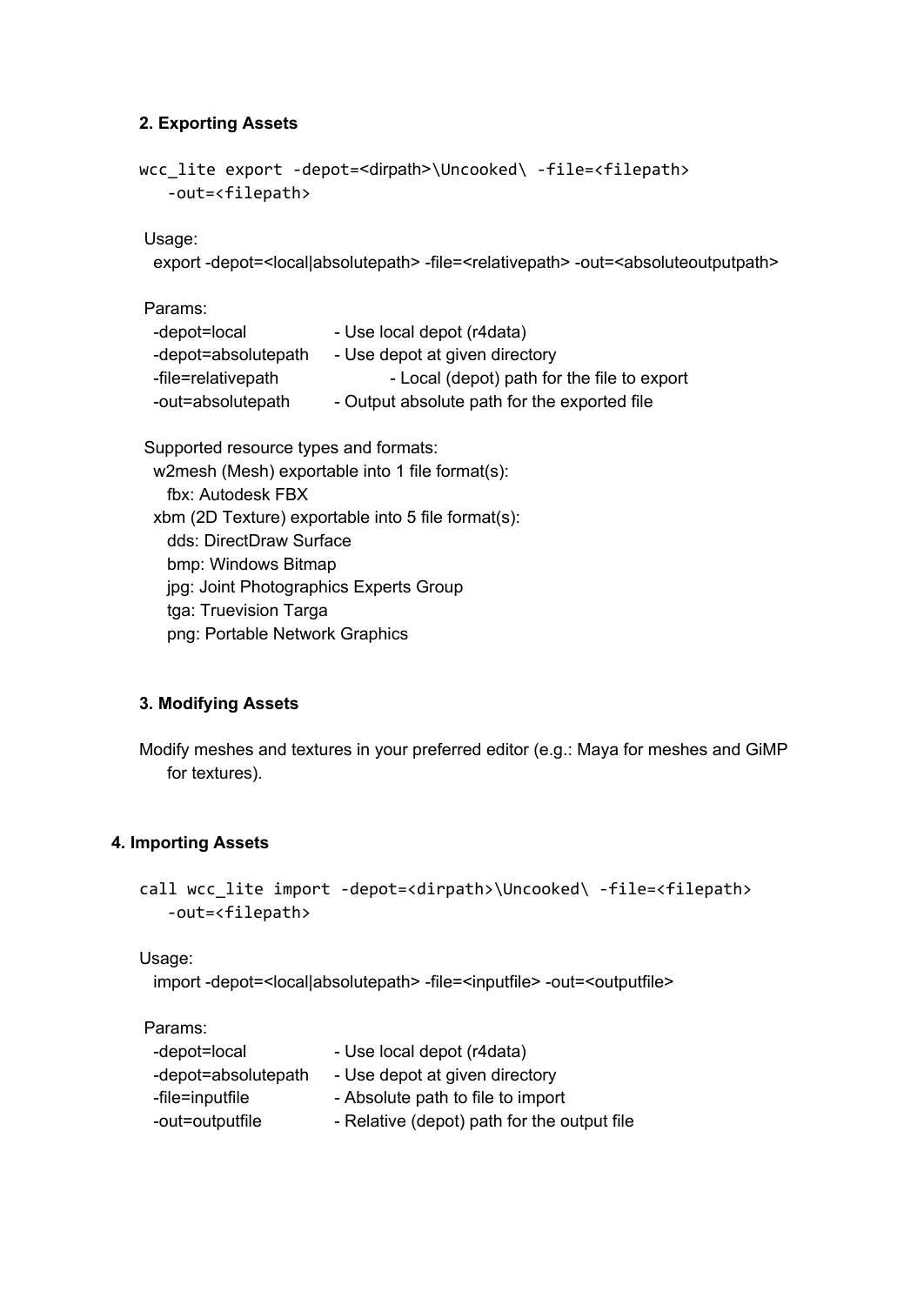**2. Exporting Assets**

```
wcc_lite export -depot=<dirpath>\Uncooked\ -file=<filepath>
   -out=<filepath>
```

Usage:

export -depot=<local|absolutepath> -file=<relativepath> -out=<absoluteoutputpath>

Params:

| | |
|---|---|
| -depot=local | - Use local depot (r4data) |
| -depot=absolutepath | - Use depot at given directory |
| -file=relativepath | - Local (depot) path for the file to export |
| -out=absolutepath | - Output absolute path for the exported file |

Supported resource types and formats:

- w2mesh (Mesh) exportable into 1 file format(s):
  - fbx: Autodesk FBX
- xbm (2D Texture) exportable into 5 file format(s):
  - dds: DirectDraw Surface
  - bmp: Windows Bitmap
  - jpg: Joint Photographics Experts Group
  - tga: Truevision Targa
  - png: Portable Network Graphics

**3. Modifying Assets**

Modify meshes and textures in your preferred editor (e.g.: Maya for meshes and GiMP for textures).

**4. Importing Assets**

```
call wcc_lite import -depot=<dirpath>\Uncooked\ -file=<filepath>
   -out=<filepath>
```

Usage:

import -depot=<local|absolutepath> -file=<inputfile> -out=<outputfile>

Params:

| | |
|---|---|
| -depot=local | - Use local depot (r4data) |
| -depot=absolutepath | - Use depot at given directory |
| -file=inputfile | - Absolute path to file to import |
| -out=outputfile | - Relative (depot) path for the output file |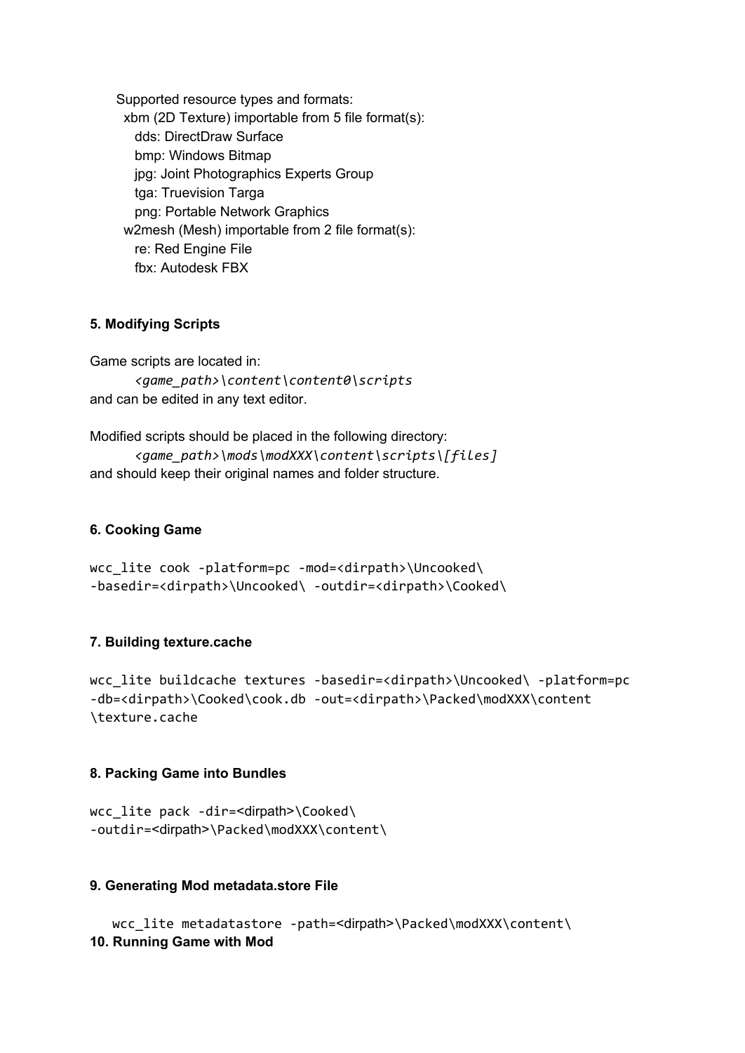```
Supported resource types and formats:
  xbm (2D Texture) importable from 5 file format(s):
    dds: DirectDraw Surface
    bmp: Windows Bitmap
    jpg: Joint Photographics Experts Group
    tga: Truevision Targa
    png: Portable Network Graphics
  w2mesh (Mesh) importable from 2 file format(s):
    re: Red Engine File
    fbx: Autodesk FBX
```

**5. Modifying Scripts**

Game scripts are located in:

*<game_path>\content\content0\scripts*

and can be edited in any text editor.

Modified scripts should be placed in the following directory:

*<game_path>\mods\modXXX\content\scripts\[files]*

and should keep their original names and folder structure.

**6. Cooking Game**

```
wcc_lite cook -platform=pc -mod=<dirpath>\Uncooked\
-basedir=<dirpath>\Uncooked\ -outdir=<dirpath>\Cooked\
```

**7. Building texture.cache**

```
wcc_lite buildcache textures -basedir=<dirpath>\Uncooked\ -platform=pc
-db=<dirpath>\Cooked\cook.db -out=<dirpath>\Packed\modXXX\content
\texture.cache
```

**8. Packing Game into Bundles**

```
wcc_lite pack -dir=<dirpath>\Cooked\
-outdir=<dirpath>\Packed\modXXX\content\
```

**9. Generating Mod metadata.store File**

```
wcc_lite metadatastore -path=<dirpath>\Packed\modXXX\content\
```

**10. Running Game with Mod**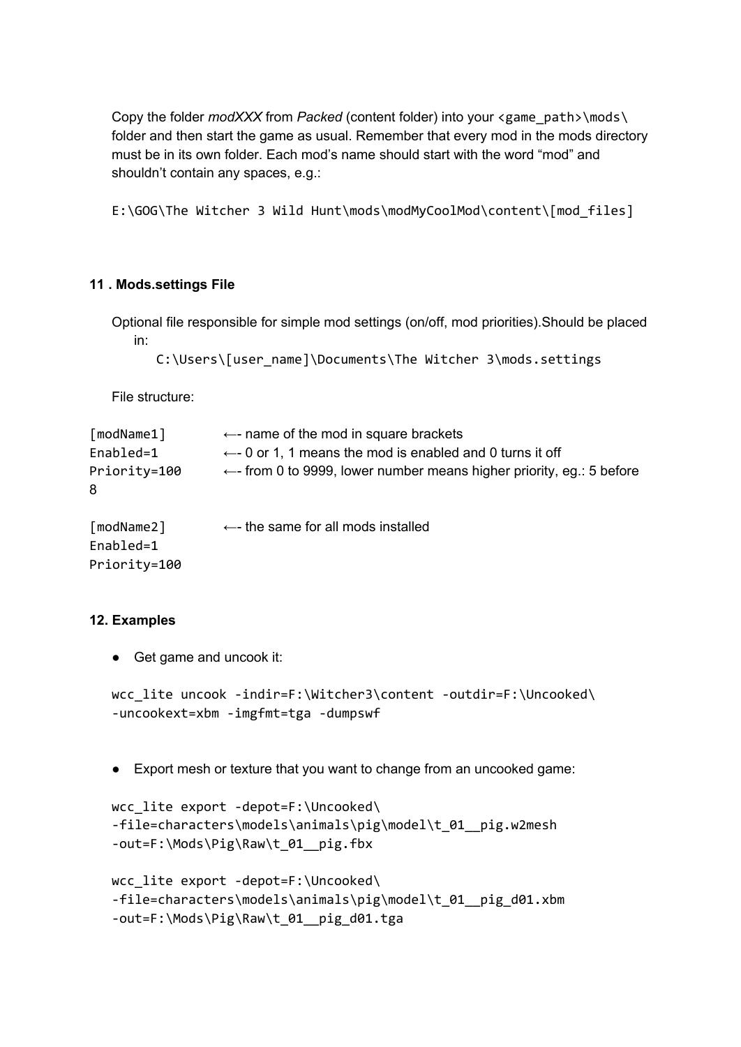Copy the folder *modXXX* from *Packed* (content folder) into your `<game_path>\mods\` folder and then start the game as usual. Remember that every mod in the mods directory must be in its own folder. Each mod's name should start with the word "mod" and shouldn't contain any spaces, e.g.:

```
E:\GOG\The Witcher 3 Wild Hunt\mods\modMyCoolMod\content\[mod_files]
```

### 11 . Mods.settings File

Optional file responsible for simple mod settings (on/off, mod priorities).Should be placed in:

```
C:\Users\[user_name]\Documents\The Witcher 3\mods.settings
```

File structure:

```
[modName1]       ←- name of the mod in square brackets
Enabled=1        ←- 0 or 1, 1 means the mod is enabled and 0 turns it off
Priority=100     ←- from 0 to 9999, lower number means higher priority, eg.: 5 before 8

[modName2]       ←- the same for all mods installed
Enabled=1
Priority=100
```

### 12. Examples

- Get game and uncook it:

```
wcc_lite uncook -indir=F:\Witcher3\content -outdir=F:\Uncooked\
-uncookext=xbm -imgfmt=tga -dumpswf
```

- Export mesh or texture that you want to change from an uncooked game:

```
wcc_lite export -depot=F:\Uncooked\
-file=characters\models\animals\pig\model\t_01__pig.w2mesh
-out=F:\Mods\Pig\Raw\t_01__pig.fbx
```

```
wcc_lite export -depot=F:\Uncooked\
-file=characters\models\animals\pig\model\t_01__pig_d01.xbm
-out=F:\Mods\Pig\Raw\t_01__pig_d01.tga
```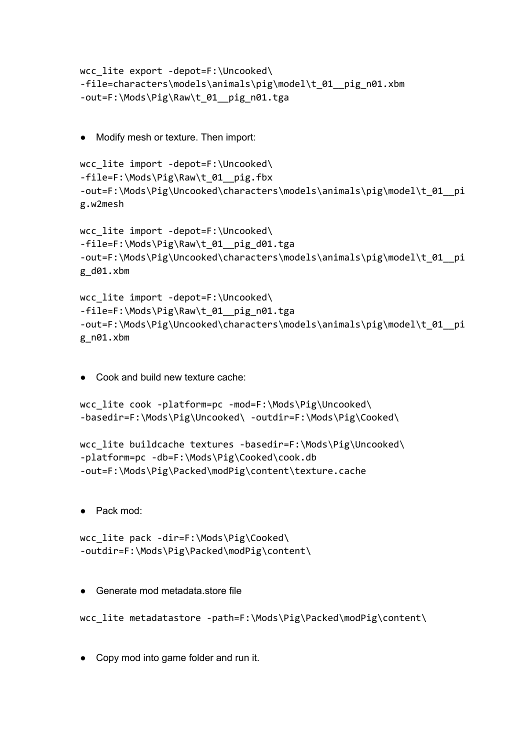```
wcc_lite export -depot=F:\Uncooked\
-file=characters\models\animals\pig\model\t_01__pig_n01.xbm
-out=F:\Mods\Pig\Raw\t_01__pig_n01.tga
```

- Modify mesh or texture. Then import:

```
wcc_lite import -depot=F:\Uncooked\
-file=F:\Mods\Pig\Raw\t_01__pig.fbx
-out=F:\Mods\Pig\Uncooked\characters\models\animals\pig\model\t_01__pi
g.w2mesh
```

```
wcc_lite import -depot=F:\Uncooked\
-file=F:\Mods\Pig\Raw\t_01__pig_d01.tga
-out=F:\Mods\Pig\Uncooked\characters\models\animals\pig\model\t_01__pi
g_d01.xbm
```

```
wcc_lite import -depot=F:\Uncooked\
-file=F:\Mods\Pig\Raw\t_01__pig_n01.tga
-out=F:\Mods\Pig\Uncooked\characters\models\animals\pig\model\t_01__pi
g_n01.xbm
```

- Cook and build new texture cache:

```
wcc_lite cook -platform=pc -mod=F:\Mods\Pig\Uncooked\
-basedir=F:\Mods\Pig\Uncooked\ -outdir=F:\Mods\Pig\Cooked\
```

```
wcc_lite buildcache textures -basedir=F:\Mods\Pig\Uncooked\
-platform=pc -db=F:\Mods\Pig\Cooked\cook.db
-out=F:\Mods\Pig\Packed\modPig\content\texture.cache
```

- Pack mod:

```
wcc_lite pack -dir=F:\Mods\Pig\Cooked\
-outdir=F:\Mods\Pig\Packed\modPig\content\
```

- Generate mod metadata.store file

```
wcc_lite metadatastore -path=F:\Mods\Pig\Packed\modPig\content\
```

- Copy mod into game folder and run it.